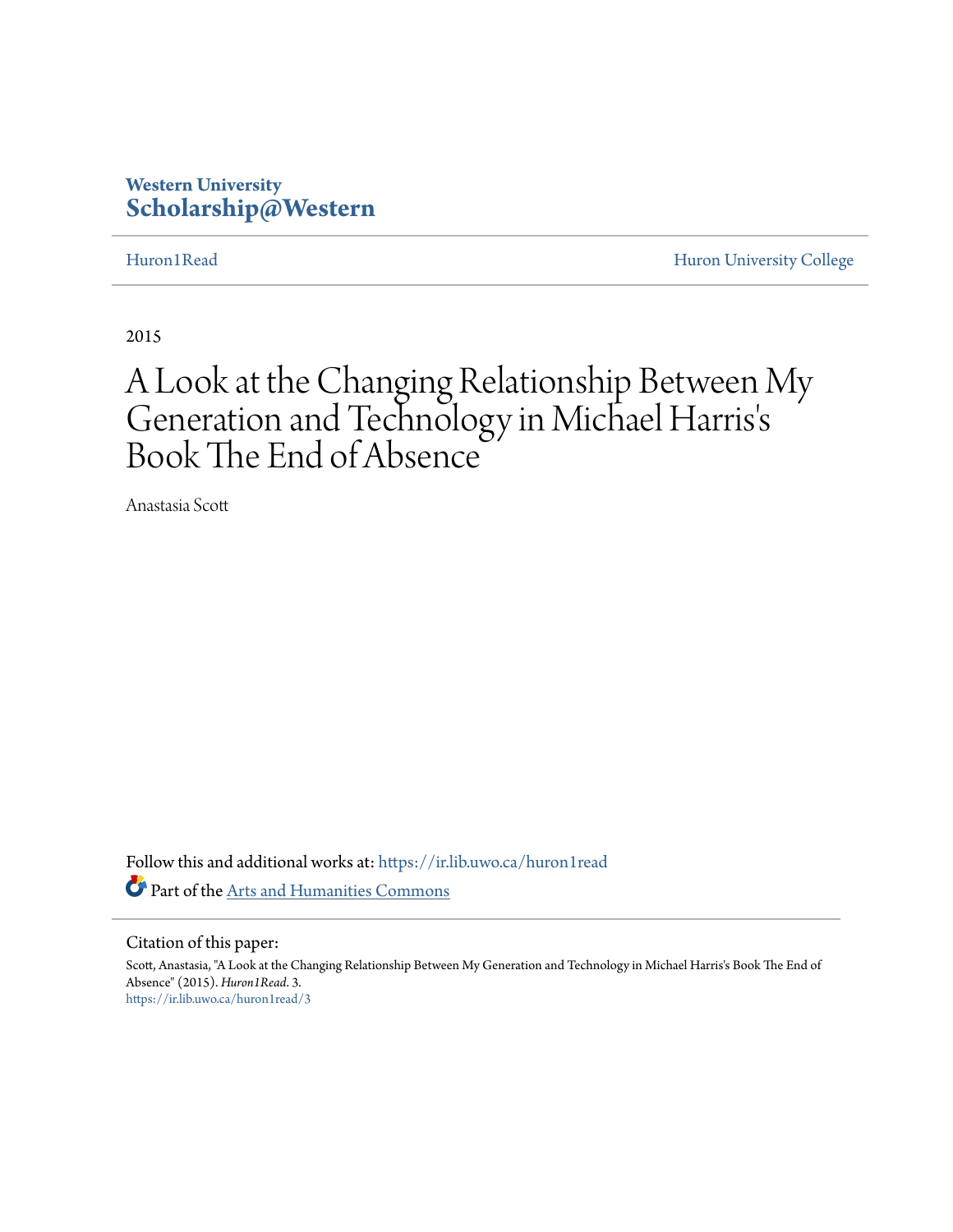Western University
**Scholarship@Western**

Huron1Read | Huron University College

2015

# A Look at the Changing Relationship Between My Generation and Technology in Michael Harris's Book The End of Absence

Anastasia Scott

Follow this and additional works at: https://ir.lib.uwo.ca/huron1read

Part of the Arts and Humanities Commons

Citation of this paper:

Scott, Anastasia, "A Look at the Changing Relationship Between My Generation and Technology in Michael Harris's Book The End of Absence" (2015). *Huron1Read*. 3.
https://ir.lib.uwo.ca/huron1read/3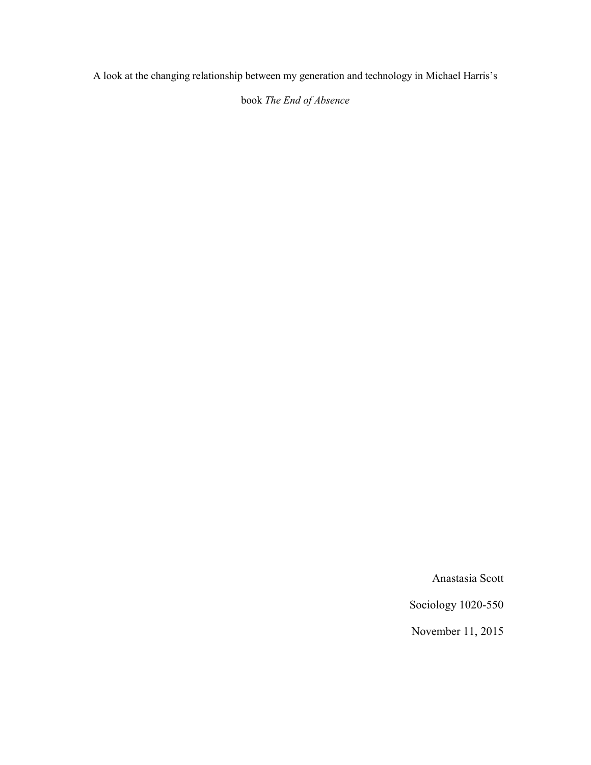A look at the changing relationship between my generation and technology in Michael Harris's book *The End of Absence*

Anastasia Scott

Sociology 1020-550

November 11, 2015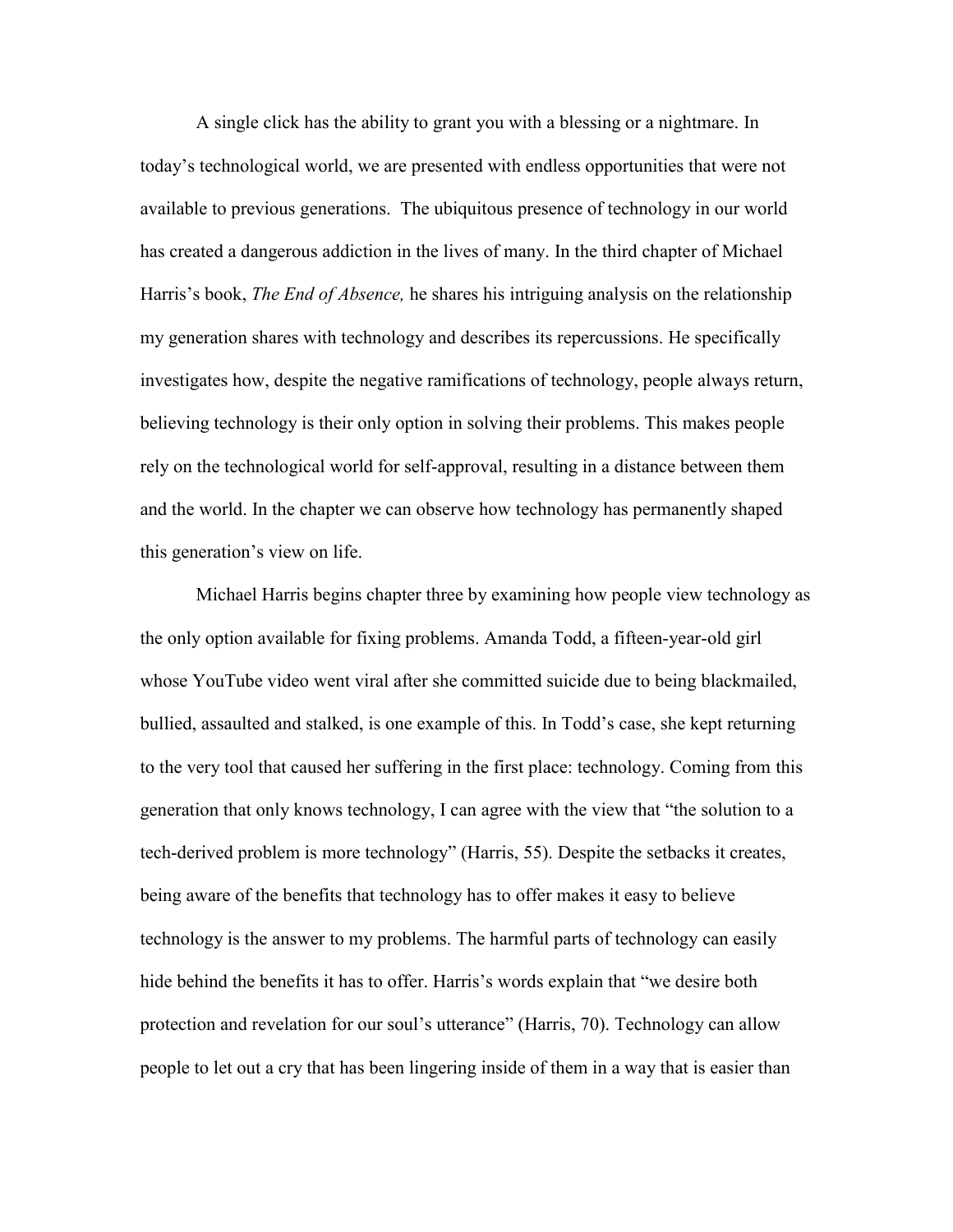A single click has the ability to grant you with a blessing or a nightmare. In today's technological world, we are presented with endless opportunities that were not available to previous generations. The ubiquitous presence of technology in our world has created a dangerous addiction in the lives of many. In the third chapter of Michael Harris's book, *The End of Absence,* he shares his intriguing analysis on the relationship my generation shares with technology and describes its repercussions. He specifically investigates how, despite the negative ramifications of technology, people always return, believing technology is their only option in solving their problems. This makes people rely on the technological world for self-approval, resulting in a distance between them and the world. In the chapter we can observe how technology has permanently shaped this generation's view on life.

Michael Harris begins chapter three by examining how people view technology as the only option available for fixing problems. Amanda Todd, a fifteen-year-old girl whose YouTube video went viral after she committed suicide due to being blackmailed, bullied, assaulted and stalked, is one example of this. In Todd's case, she kept returning to the very tool that caused her suffering in the first place: technology. Coming from this generation that only knows technology, I can agree with the view that "the solution to a tech-derived problem is more technology" (Harris, 55). Despite the setbacks it creates, being aware of the benefits that technology has to offer makes it easy to believe technology is the answer to my problems. The harmful parts of technology can easily hide behind the benefits it has to offer. Harris's words explain that "we desire both protection and revelation for our soul's utterance" (Harris, 70). Technology can allow people to let out a cry that has been lingering inside of them in a way that is easier than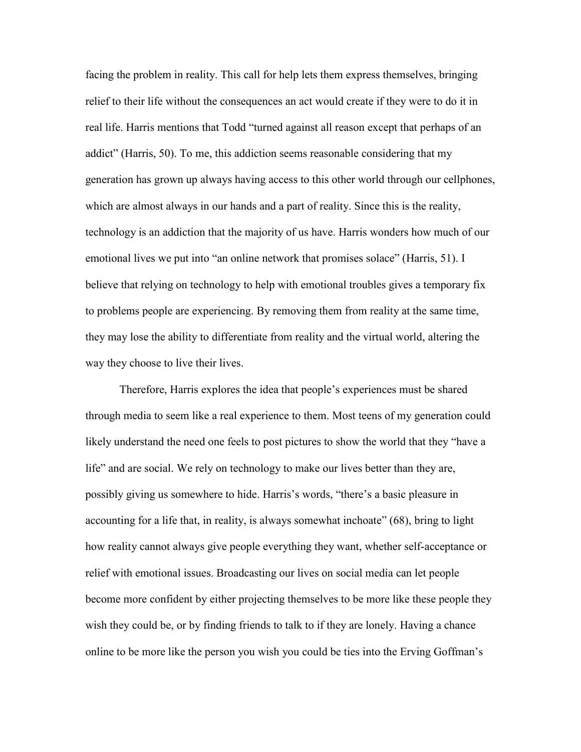facing the problem in reality. This call for help lets them express themselves, bringing relief to their life without the consequences an act would create if they were to do it in real life. Harris mentions that Todd "turned against all reason except that perhaps of an addict" (Harris, 50). To me, this addiction seems reasonable considering that my generation has grown up always having access to this other world through our cellphones, which are almost always in our hands and a part of reality. Since this is the reality, technology is an addiction that the majority of us have. Harris wonders how much of our emotional lives we put into "an online network that promises solace" (Harris, 51). I believe that relying on technology to help with emotional troubles gives a temporary fix to problems people are experiencing. By removing them from reality at the same time, they may lose the ability to differentiate from reality and the virtual world, altering the way they choose to live their lives.

Therefore, Harris explores the idea that people's experiences must be shared through media to seem like a real experience to them. Most teens of my generation could likely understand the need one feels to post pictures to show the world that they "have a life" and are social. We rely on technology to make our lives better than they are, possibly giving us somewhere to hide. Harris's words, "there's a basic pleasure in accounting for a life that, in reality, is always somewhat inchoate" (68), bring to light how reality cannot always give people everything they want, whether self-acceptance or relief with emotional issues. Broadcasting our lives on social media can let people become more confident by either projecting themselves to be more like these people they wish they could be, or by finding friends to talk to if they are lonely. Having a chance online to be more like the person you wish you could be ties into the Erving Goffman's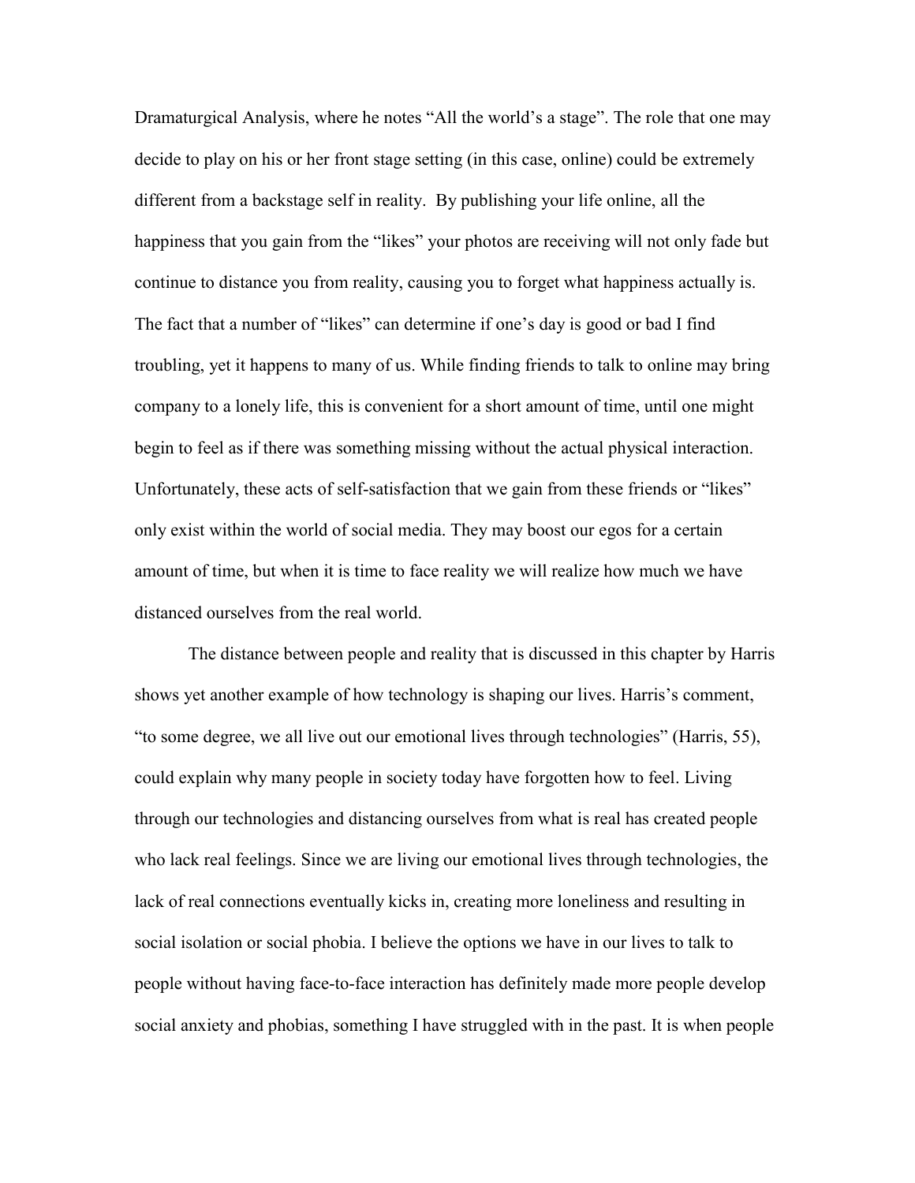Dramaturgical Analysis, where he notes "All the world's a stage". The role that one may decide to play on his or her front stage setting (in this case, online) could be extremely different from a backstage self in reality. By publishing your life online, all the happiness that you gain from the "likes" your photos are receiving will not only fade but continue to distance you from reality, causing you to forget what happiness actually is. The fact that a number of "likes" can determine if one's day is good or bad I find troubling, yet it happens to many of us. While finding friends to talk to online may bring company to a lonely life, this is convenient for a short amount of time, until one might begin to feel as if there was something missing without the actual physical interaction. Unfortunately, these acts of self-satisfaction that we gain from these friends or "likes" only exist within the world of social media. They may boost our egos for a certain amount of time, but when it is time to face reality we will realize how much we have distanced ourselves from the real world.

The distance between people and reality that is discussed in this chapter by Harris shows yet another example of how technology is shaping our lives. Harris's comment, "to some degree, we all live out our emotional lives through technologies" (Harris, 55), could explain why many people in society today have forgotten how to feel. Living through our technologies and distancing ourselves from what is real has created people who lack real feelings. Since we are living our emotional lives through technologies, the lack of real connections eventually kicks in, creating more loneliness and resulting in social isolation or social phobia. I believe the options we have in our lives to talk to people without having face-to-face interaction has definitely made more people develop social anxiety and phobias, something I have struggled with in the past. It is when people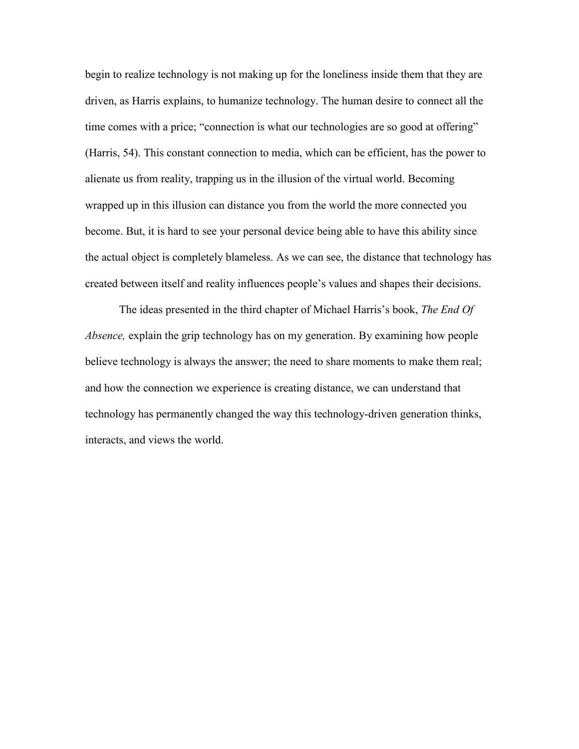begin to realize technology is not making up for the loneliness inside them that they are driven, as Harris explains, to humanize technology. The human desire to connect all the time comes with a price; "connection is what our technologies are so good at offering" (Harris, 54). This constant connection to media, which can be efficient, has the power to alienate us from reality, trapping us in the illusion of the virtual world. Becoming wrapped up in this illusion can distance you from the world the more connected you become. But, it is hard to see your personal device being able to have this ability since the actual object is completely blameless. As we can see, the distance that technology has created between itself and reality influences people's values and shapes their decisions.

The ideas presented in the third chapter of Michael Harris's book, *The End Of Absence,* explain the grip technology has on my generation. By examining how people believe technology is always the answer; the need to share moments to make them real; and how the connection we experience is creating distance, we can understand that technology has permanently changed the way this technology-driven generation thinks, interacts, and views the world.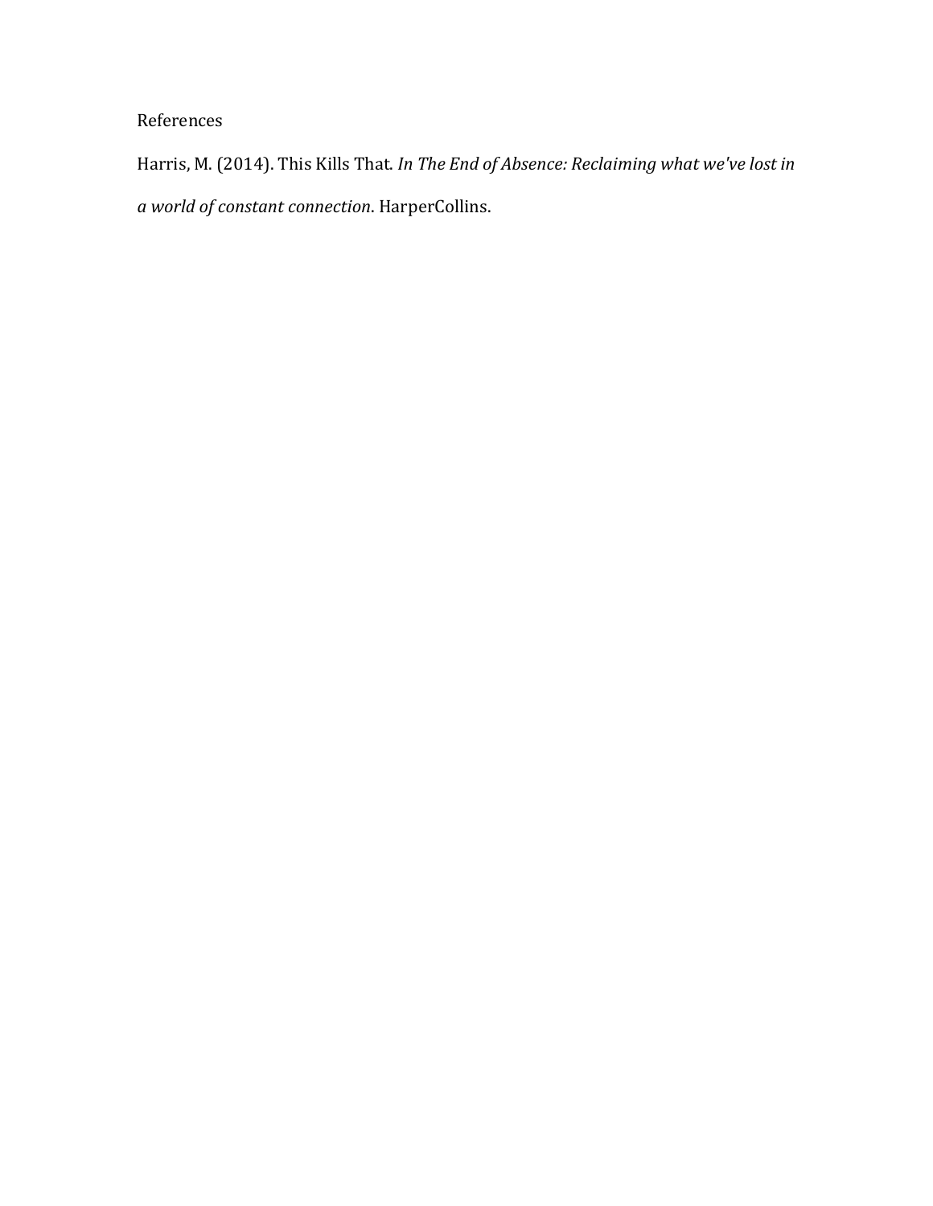References

Harris, M. (2014). This Kills That. *In The End of Absence: Reclaiming what we've lost in a world of constant connection*. HarperCollins.